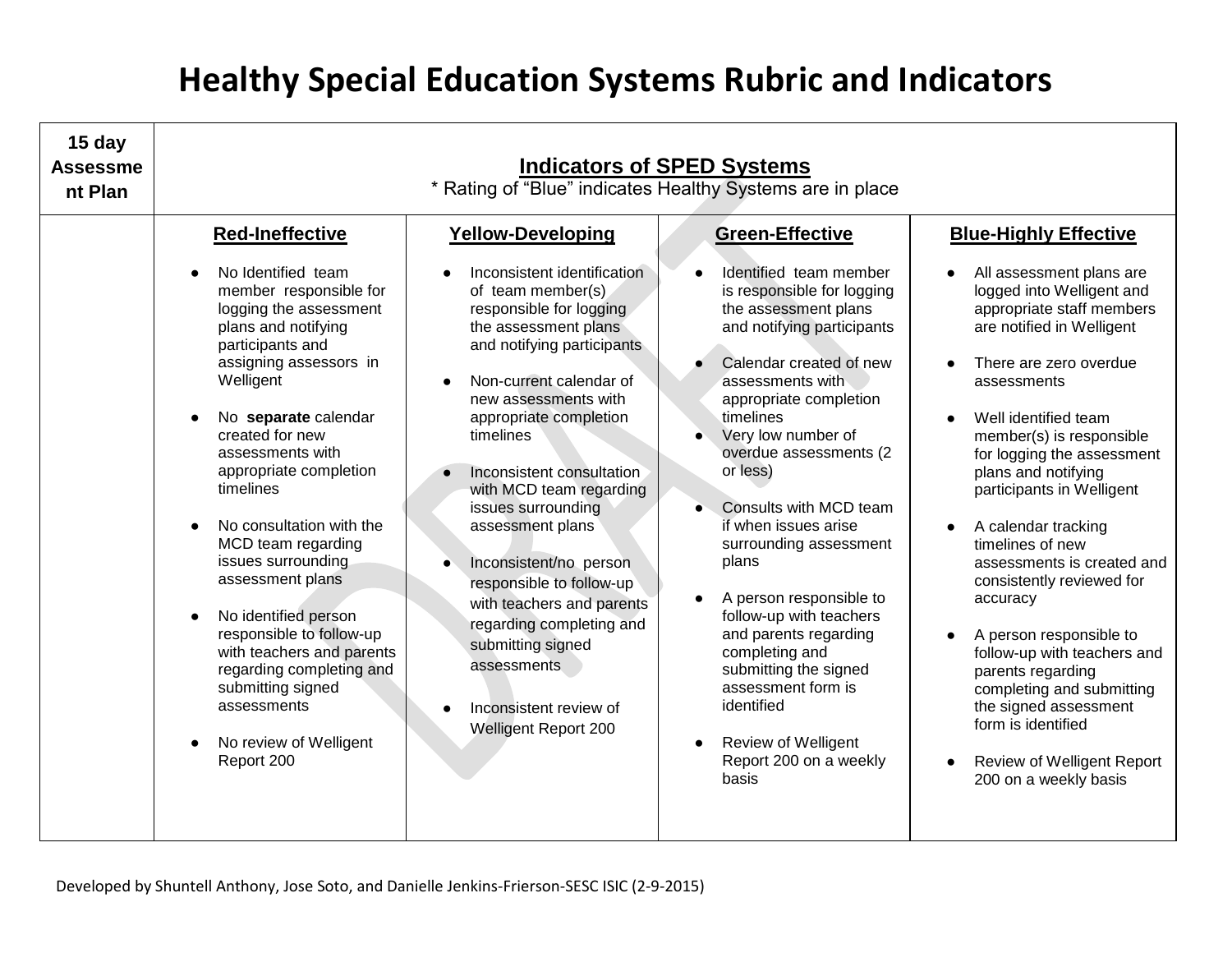# Healthy Special Education Systems Rubric and Indicators

| 15 day Assessment Plan | **Indicators of SPED Systems**<br>* Rating of "Blue" indicates Healthy Systems are in place | | | |
|---|---|---|---|---|
| | **Red-Ineffective** | **Yellow-Developing** | **Green-Effective** | **Blue-Highly Effective** |
| | ● No Identified team member responsible for logging the assessment plans and notifying participants and assigning assessors in Welligent<br><br>● No **separate** calendar created for new assessments with appropriate completion timelines<br><br>● No consultation with the MCD team regarding issues surrounding assessment plans<br><br>● No identified person responsible to follow-up with teachers and parents regarding completing and submitting signed assessments<br><br>● No review of Welligent Report 200 | ● Inconsistent identification of team member(s) responsible for logging the assessment plans and notifying participants<br><br>● Non-current calendar of new assessments with appropriate completion timelines<br><br>● Inconsistent consultation with MCD team regarding issues surrounding assessment plans<br><br>● Inconsistent/no person responsible to follow-up with teachers and parents regarding completing and submitting signed assessments<br><br>● Inconsistent review of Welligent Report 200 | ● Identified team member is responsible for logging the assessment plans and notifying participants<br><br>● Calendar created of new assessments with appropriate completion timelines<br>● Very low number of overdue assessments (2 or less)<br><br>● Consults with MCD team if when issues arise surrounding assessment plans<br><br>● A person responsible to follow-up with teachers and parents regarding completing and submitting the signed assessment form is identified<br><br>● Review of Welligent Report 200 on a weekly basis | ● All assessment plans are logged into Welligent and appropriate staff members are notified in Welligent<br><br>● There are zero overdue assessments<br><br>● Well identified team member(s) is responsible for logging the assessment plans and notifying participants in Welligent<br><br>● A calendar tracking timelines of new assessments is created and consistently reviewed for accuracy<br><br>● A person responsible to follow-up with teachers and parents regarding completing and submitting the signed assessment form is identified<br><br>● Review of Welligent Report 200 on a weekly basis |

Developed by Shuntell Anthony, Jose Soto, and Danielle Jenkins-Frierson-SESC ISIC (2-9-2015)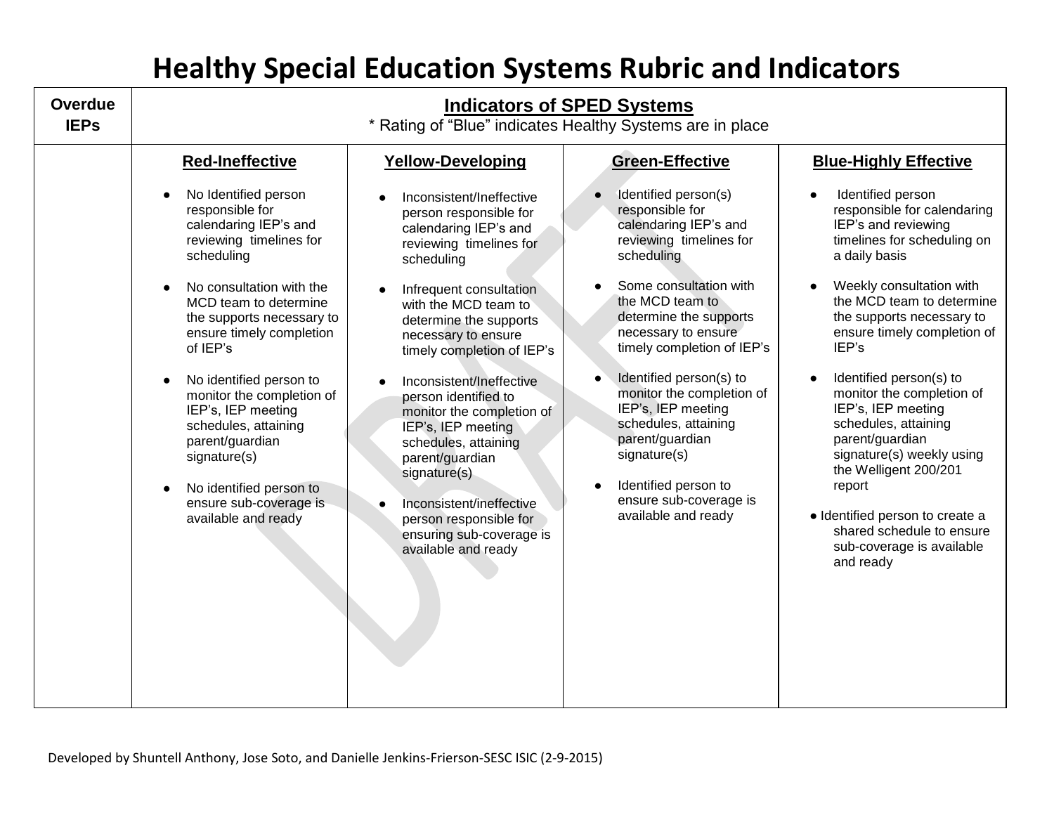# Healthy Special Education Systems Rubric and Indicators

| Overdue IEPs | Indicators of SPED Systems<br>* Rating of "Blue" indicates Healthy Systems are in place | | | |
|---|---|---|---|---|
| | **Red-Ineffective** | **Yellow-Developing** | **Green-Effective** | **Blue-Highly Effective** |
| | ● No Identified person responsible for calendaring IEP's and reviewing timelines for scheduling<br><br>● No consultation with the MCD team to determine the supports necessary to ensure timely completion of IEP's<br><br>● No identified person to monitor the completion of IEP's, IEP meeting schedules, attaining parent/guardian signature(s)<br><br>● No identified person to ensure sub-coverage is available and ready | ● Inconsistent/Ineffective person responsible for calendaring IEP's and reviewing timelines for scheduling<br><br>● Infrequent consultation with the MCD team to determine the supports necessary to ensure timely completion of IEP's<br><br>● Inconsistent/Ineffective person identified to monitor the completion of IEP's, IEP meeting schedules, attaining parent/guardian signature(s)<br><br>● Inconsistent/ineffective person responsible for ensuring sub-coverage is available and ready | ● Identified person(s) responsible for calendaring IEP's and reviewing timelines for scheduling<br><br>● Some consultation with the MCD team to determine the supports necessary to ensure timely completion of IEP's<br><br>● Identified person(s) to monitor the completion of IEP's, IEP meeting schedules, attaining parent/guardian signature(s)<br><br>● Identified person to ensure sub-coverage is available and ready | ● Identified person responsible for calendaring IEP's and reviewing timelines for scheduling on a daily basis<br><br>● Weekly consultation with the MCD team to determine the supports necessary to ensure timely completion of IEP's<br><br>● Identified person(s) to monitor the completion of IEP's, IEP meeting schedules, attaining parent/guardian signature(s) weekly using the Welligent 200/201 report<br><br>● Identified person to create a shared schedule to ensure sub-coverage is available and ready |

Developed by Shuntell Anthony, Jose Soto, and Danielle Jenkins-Frierson-SESC ISIC (2-9-2015)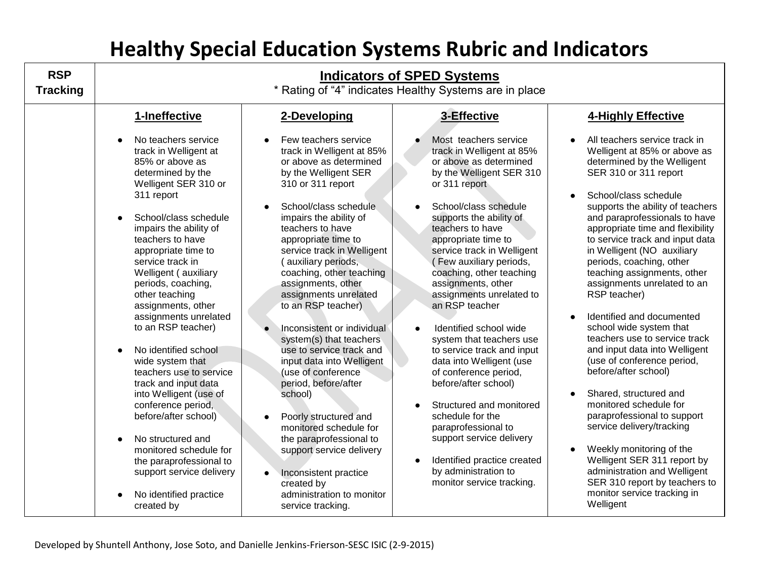# Healthy Special Education Systems Rubric and Indicators

| RSP Tracking | **Indicators of SPED Systems**<br>* Rating of "4" indicates Healthy Systems are in place | | | |
|---|---|---|---|---|
| | **1-Ineffective** | **2-Developing** | **3-Effective** | **4-Highly Effective** |
| | • No teachers service track in Welligent at 85% or above as determined by the Welligent SER 310 or 311 report<br><br>• School/class schedule impairs the ability of teachers to have appropriate time to service track in Welligent ( auxiliary periods, coaching, other teaching assignments, other assignments unrelated to an RSP teacher)<br><br>• No identified school wide system that teachers use to service track and input data into Welligent (use of conference period, before/after school)<br><br>• No structured and monitored schedule for the paraprofessional to support service delivery<br><br>• No identified practice created by | • Few teachers service track in Welligent at 85% or above as determined by the Welligent SER 310 or 311 report<br><br>• School/class schedule impairs the ability of teachers to have appropriate time to service track in Welligent ( auxiliary periods, coaching, other teaching assignments, other assignments unrelated to an RSP teacher)<br><br>• Inconsistent or individual system(s) that teachers use to service track and input data into Welligent (use of conference period, before/after school)<br><br>• Poorly structured and monitored schedule for the paraprofessional to support service delivery<br><br>• Inconsistent practice created by administration to monitor service tracking. | • Most teachers service track in Welligent at 85% or above as determined by the Welligent SER 310 or 311 report<br><br>• School/class schedule supports the ability of teachers to have appropriate time to service track in Welligent ( Few auxiliary periods, coaching, other teaching assignments, other assignments unrelated to an RSP teacher<br><br>• Identified school wide system that teachers use to service track and input data into Welligent (use of conference period, before/after school)<br><br>• Structured and monitored schedule for the paraprofessional to support service delivery<br><br>• Identified practice created by administration to monitor service tracking. | • All teachers service track in Welligent at 85% or above as determined by the Welligent SER 310 or 311 report<br><br>• School/class schedule supports the ability of teachers and paraprofessionals to have appropriate time and flexibility to service track and input data in Welligent (NO auxiliary periods, coaching, other teaching assignments, other assignments unrelated to an RSP teacher)<br><br>• Identified and documented school wide system that teachers use to service track and input data into Welligent (use of conference period, before/after school)<br><br>• Shared, structured and monitored schedule for paraprofessional to support service delivery/tracking<br><br>• Weekly monitoring of the Welligent SER 311 report by administration and Welligent SER 310 report by teachers to monitor service tracking in Welligent |

Developed by Shuntell Anthony, Jose Soto, and Danielle Jenkins-Frierson-SESC ISIC (2-9-2015)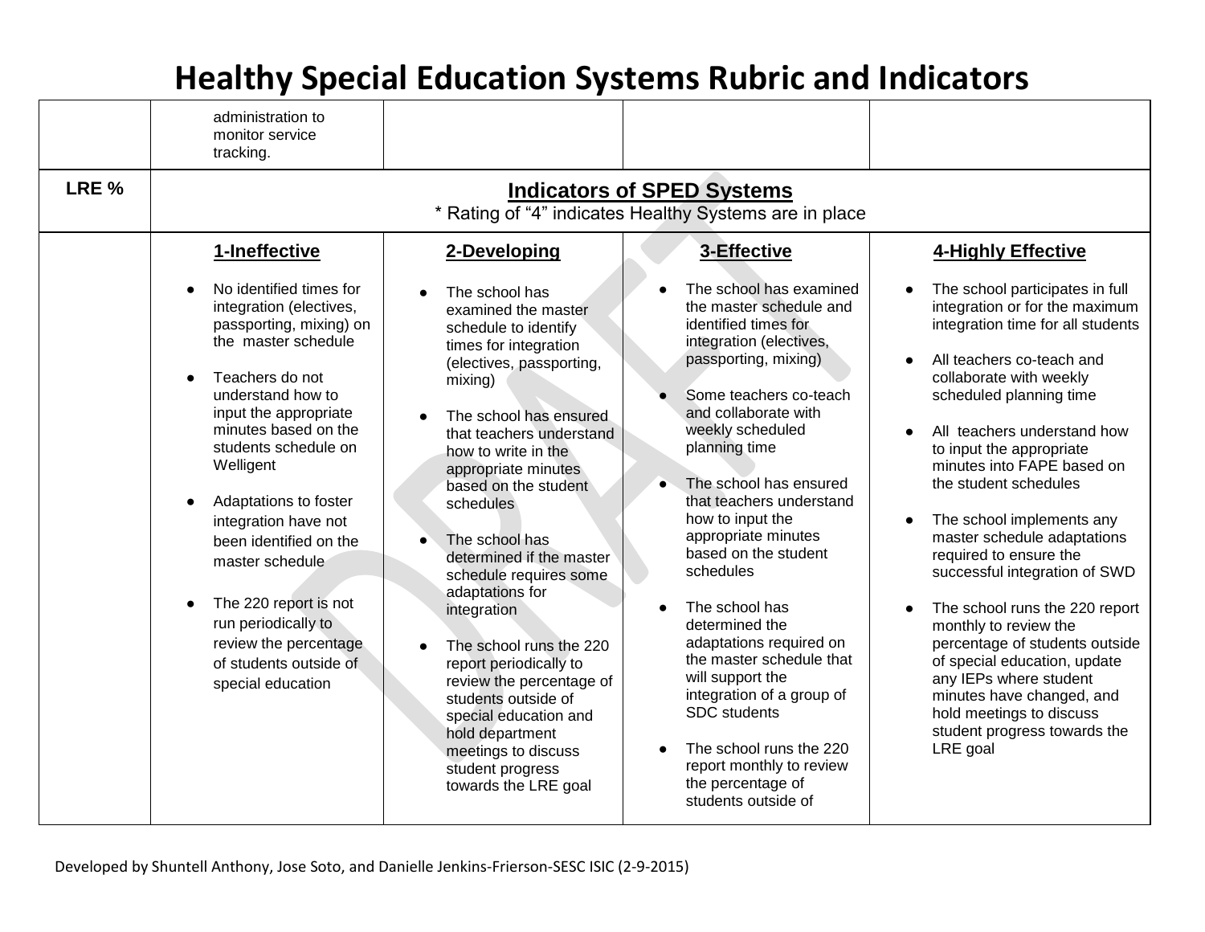# Healthy Special Education Systems Rubric and Indicators

| | | | | |
|---|---|---|---|---|
| | administration to monitor service tracking. | | | |
| **LRE %** | **Indicators of SPED Systems**<br>* Rating of "4" indicates Healthy Systems are in place | | | |
| | **1-Ineffective**<br><br>• No identified times for integration (electives, passporting, mixing) on the master schedule<br><br>• Teachers do not understand how to input the appropriate minutes based on the students schedule on Welligent<br><br>• Adaptations to foster integration have not been identified on the master schedule<br><br>• The 220 report is not run periodically to review the percentage of students outside of special education | **2-Developing**<br><br>• The school has examined the master schedule to identify times for integration (electives, passporting, mixing)<br><br>• The school has ensured that teachers understand how to write in the appropriate minutes based on the student schedules<br><br>• The school has determined if the master schedule requires some adaptations for integration<br><br>• The school runs the 220 report periodically to review the percentage of students outside of special education and hold department meetings to discuss student progress towards the LRE goal | **3-Effective**<br><br>• The school has examined the master schedule and identified times for integration (electives, passporting, mixing)<br><br>• Some teachers co-teach and collaborate with weekly scheduled planning time<br><br>• The school has ensured that teachers understand how to input the appropriate minutes based on the student schedules<br><br>• The school has determined the adaptations required on the master schedule that will support the integration of a group of SDC students<br><br>• The school runs the 220 report monthly to review the percentage of students outside of | **4-Highly Effective**<br><br>• The school participates in full integration or for the maximum integration time for all students<br><br>• All teachers co-teach and collaborate with weekly scheduled planning time<br><br>• All teachers understand how to input the appropriate minutes into FAPE based on the student schedules<br><br>• The school implements any master schedule adaptations required to ensure the successful integration of SWD<br><br>• The school runs the 220 report monthly to review the percentage of students outside of special education, update any IEPs where student minutes have changed, and hold meetings to discuss student progress towards the LRE goal |

Developed by Shuntell Anthony, Jose Soto, and Danielle Jenkins-Frierson-SESC ISIC (2-9-2015)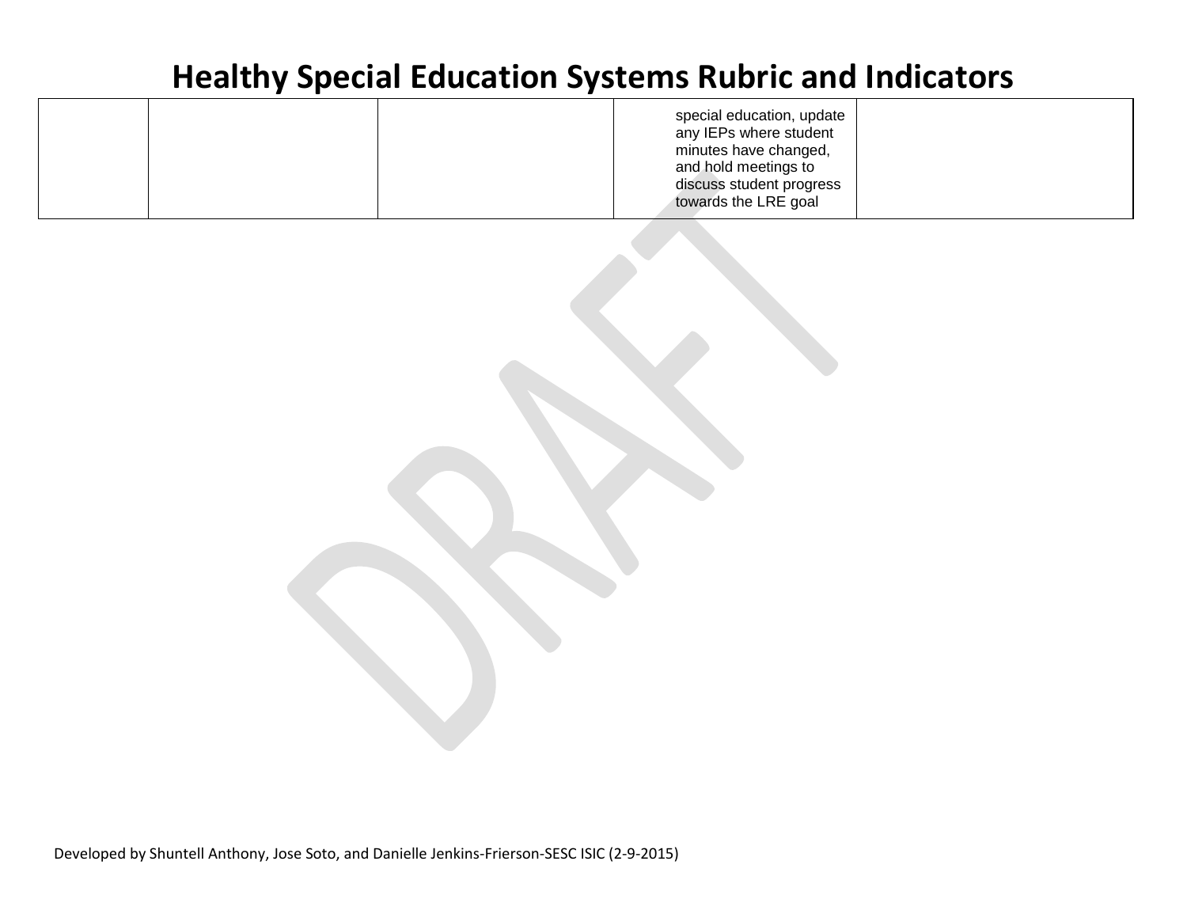| | | | | |
|---|---|---|---|---|
| | | | special education, update any IEPs where student minutes have changed, and hold meetings to discuss student progress towards the LRE goal | |